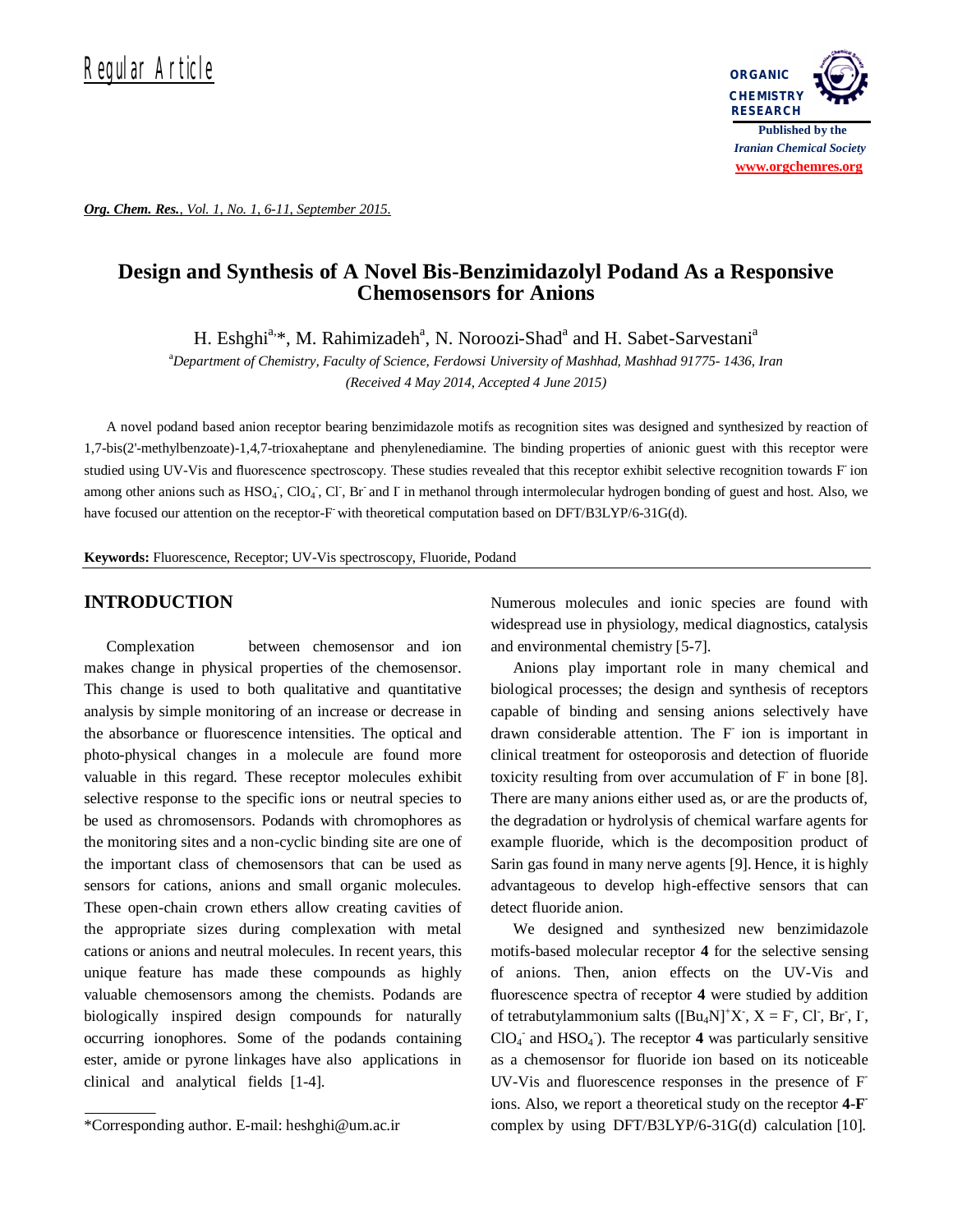Regular Article

# Design and Synthesis of A Novel Bis-Benzimidazolyl Podand As a Responsive Chemosensors for Anions

H. Eshghi[a,*], M. Rahimizadeh[a], N. Noroozi-Shad[a] and H. Sabet-Sarvestani[a]

[a]*Department of Chemistry, Faculty of Science, Ferdowsi University of Mashhad, Mashhad 91775- 1436, Iran*

*(Received 4 May 2014, Accepted 4 June 2015)*

A novel podand based anion receptor bearing benzimidazole motifs as recognition sites was designed and synthesized by reaction of 1,7-bis(2'-methylbenzoate)-1,4,7-trioxaheptane and phenylenediamine. The binding properties of anionic guest with this receptor were studied using UV-Vis and fluorescence spectroscopy. These studies revealed that this receptor exhibit selective recognition towards $F^-$ ion among other anions such as $HSO_4^-$, $ClO_4^-$, $Cl^-$, $Br^-$ and $I^-$ in methanol through intermolecular hydrogen bonding of guest and host. Also, we have focused our attention on the receptor-$F^-$ with theoretical computation based on DFT/B3LYP/6-31G(d).

**Keywords:** Fluorescence, Receptor; UV-Vis spectroscopy, Fluoride, Podand

## INTRODUCTION

Complexation between chemosensor and ion makes change in physical properties of the chemosensor. This change is used to both qualitative and quantitative analysis by simple monitoring of an increase or decrease in the absorbance or fluorescence intensities. The optical and photo-physical changes in a molecule are found more valuable in this regard. These receptor molecules exhibit selective response to the specific ions or neutral species to be used as chromosensors. Podands with chromophores as the monitoring sites and a non-cyclic binding site are one of the important class of chemosensors that can be used as sensors for cations, anions and small organic molecules. These open-chain crown ethers allow creating cavities of the appropriate sizes during complexation with metal cations or anions and neutral molecules. In recent years, this unique feature has made these compounds as highly valuable chemosensors among the chemists. Podands are biologically inspired design compounds for naturally occurring ionophores. Some of the podands containing ester, amide or pyrone linkages have also applications in clinical and analytical fields [1-4]. Numerous molecules and ionic species are found with widespread use in physiology, medical diagnostics, catalysis and environmental chemistry [5-7].

Anions play important role in many chemical and biological processes; the design and synthesis of receptors capable of binding and sensing anions selectively have drawn considerable attention. The $F^-$ ion is important in clinical treatment for osteoporosis and detection of fluoride toxicity resulting from over accumulation of $F^-$ in bone [8]. There are many anions either used as, or are the products of, the degradation or hydrolysis of chemical warfare agents for example fluoride, which is the decomposition product of Sarin gas found in many nerve agents [9]. Hence, it is highly advantageous to develop high-effective sensors that can detect fluoride anion.

We designed and synthesized new benzimidazole motifs-based molecular receptor **4** for the selective sensing of anions. Then, anion effects on the UV-Vis and fluorescence spectra of receptor **4** were studied by addition of tetrabutylammonium salts ($[Bu_4N]^+X^-$, X = $F^-$, $Cl^-$, $Br^-$, $I^-$, $ClO_4^-$ and $HSO_4^-$). The receptor **4** was particularly sensitive as a chemosensor for fluoride ion based on its noticeable UV-Vis and fluorescence responses in the presence of $F^-$ ions. Also, we report a theoretical study on the receptor **4-F**$^-$ complex by using DFT/B3LYP/6-31G(d) calculation [10].

*Corresponding author. E-mail: heshghi@um.ac.ir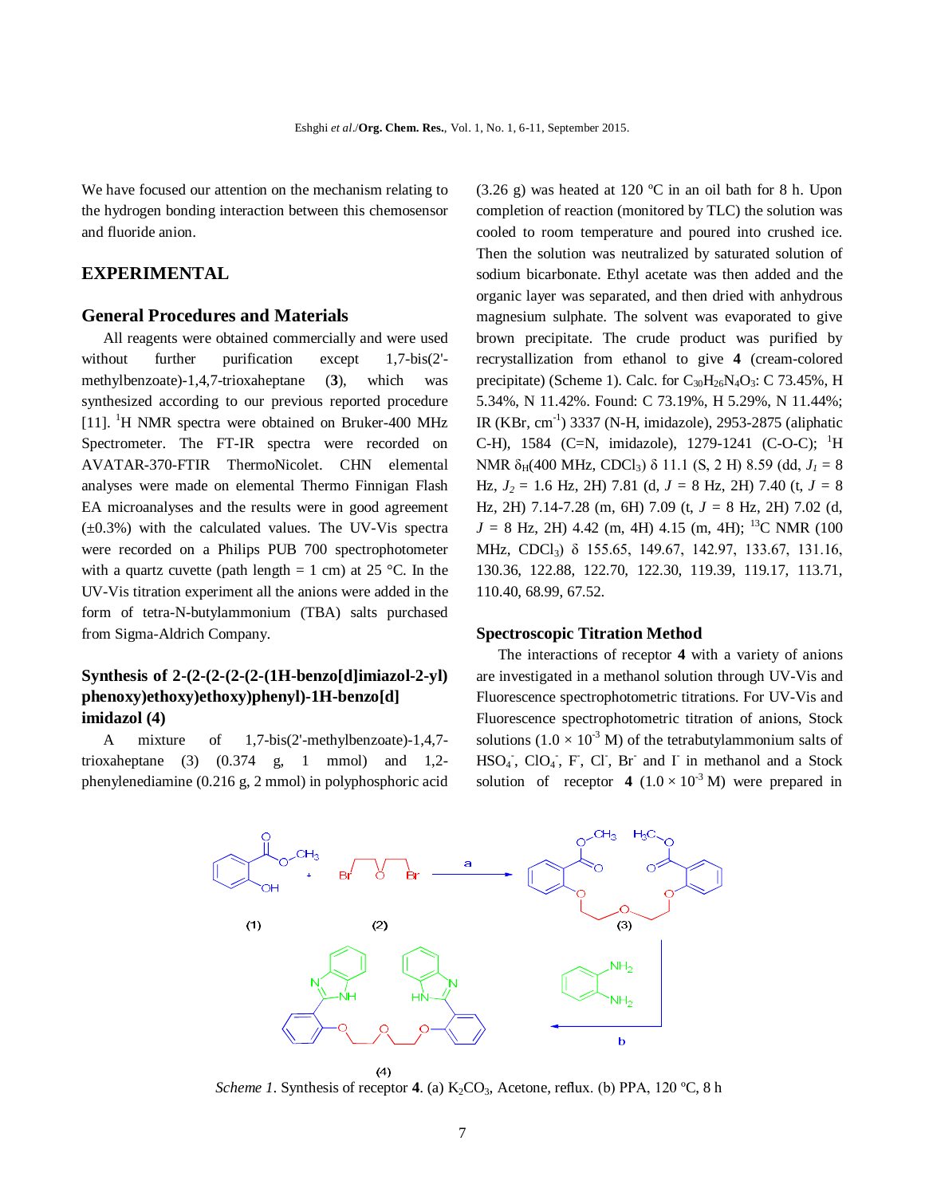We have focused our attention on the mechanism relating to the hydrogen bonding interaction between this chemosensor and fluoride anion.

## EXPERIMENTAL

### General Procedures and Materials

All reagents were obtained commercially and were used without further purification except 1,7-bis(2'-methylbenzoate)-1,4,7-trioxaheptane (**3**), which was synthesized according to our previous reported procedure [11]. $^1$H NMR spectra were obtained on Bruker-400 MHz Spectrometer. The FT-IR spectra were recorded on AVATAR-370-FTIR ThermoNicolet. CHN elemental analyses were made on elemental Thermo Finnigan Flash EA microanalyses and the results were in good agreement (±0.3%) with the calculated values. The UV-Vis spectra were recorded on a Philips PUB 700 spectrophotometer with a quartz cuvette (path length = 1 cm) at 25 °C. In the UV-Vis titration experiment all the anions were added in the form of tetra-N-butylammonium (TBA) salts purchased from Sigma-Aldrich Company.

### Synthesis of 2-(2-(2-(2-(2-(1H-benzo[d]imiazol-2-yl) phenoxy)ethoxy)ethoxy)phenyl)-1H-benzo[d] imidazol (4)

A mixture of 1,7-bis(2'-methylbenzoate)-1,4,7-trioxaheptane (3) (0.374 g, 1 mmol) and 1,2-phenylenediamine (0.216 g, 2 mmol) in polyphosphoric acid (3.26 g) was heated at 120 °C in an oil bath for 8 h. Upon completion of reaction (monitored by TLC) the solution was cooled to room temperature and poured into crushed ice. Then the solution was neutralized by saturated solution of sodium bicarbonate. Ethyl acetate was then added and the organic layer was separated, and then dried with anhydrous magnesium sulphate. The solvent was evaporated to give brown precipitate. The crude product was purified by recrystallization from ethanol to give **4** (cream-colored precipitate) (Scheme 1). Calc. for $C_{30}H_{26}N_4O_3$: C 73.45%, H 5.34%, N 11.42%. Found: C 73.19%, H 5.29%, N 11.44%; IR (KBr, cm$^{-1}$) 3337 (N-H, imidazole), 2953-2875 (aliphatic C-H), 1584 (C=N, imidazole), 1279-1241 (C-O-C); $^1$H NMR $\delta_H$(400 MHz, CDCl$_3$) δ 11.1 (S, 2 H) 8.59 (dd, $J_1$ = 8 Hz, $J_2$ = 1.6 Hz, 2H) 7.81 (d, $J$ = 8 Hz, 2H) 7.40 (t, $J$ = 8 Hz, 2H) 7.14-7.28 (m, 6H) 7.09 (t, $J$ = 8 Hz, 2H) 7.02 (d, $J$ = 8 Hz, 2H) 4.42 (m, 4H) 4.15 (m, 4H); $^{13}$C NMR (100 MHz, CDCl$_3$) δ 155.65, 149.67, 142.97, 133.67, 131.16, 130.36, 122.88, 122.70, 122.30, 119.39, 119.17, 113.71, 110.40, 68.99, 67.52.

### Spectroscopic Titration Method

The interactions of receptor **4** with a variety of anions are investigated in a methanol solution through UV-Vis and Fluorescence spectrophotometric titrations. For UV-Vis and Fluorescence spectrophotometric titration of anions, Stock solutions (1.0 × 10$^{-3}$ M) of the tetrabutylammonium salts of $HSO_4^-$, $ClO_4^-$, $F^-$, $Cl^-$, $Br^-$ and $I^-$ in methanol and a Stock solution of receptor **4** (1.0 × 10$^{-3}$ M) were prepared in

*Scheme 1*. Synthesis of receptor **4**. (a) $K_2CO_3$, Acetone, reflux. (b) PPA, 120 °C, 8 h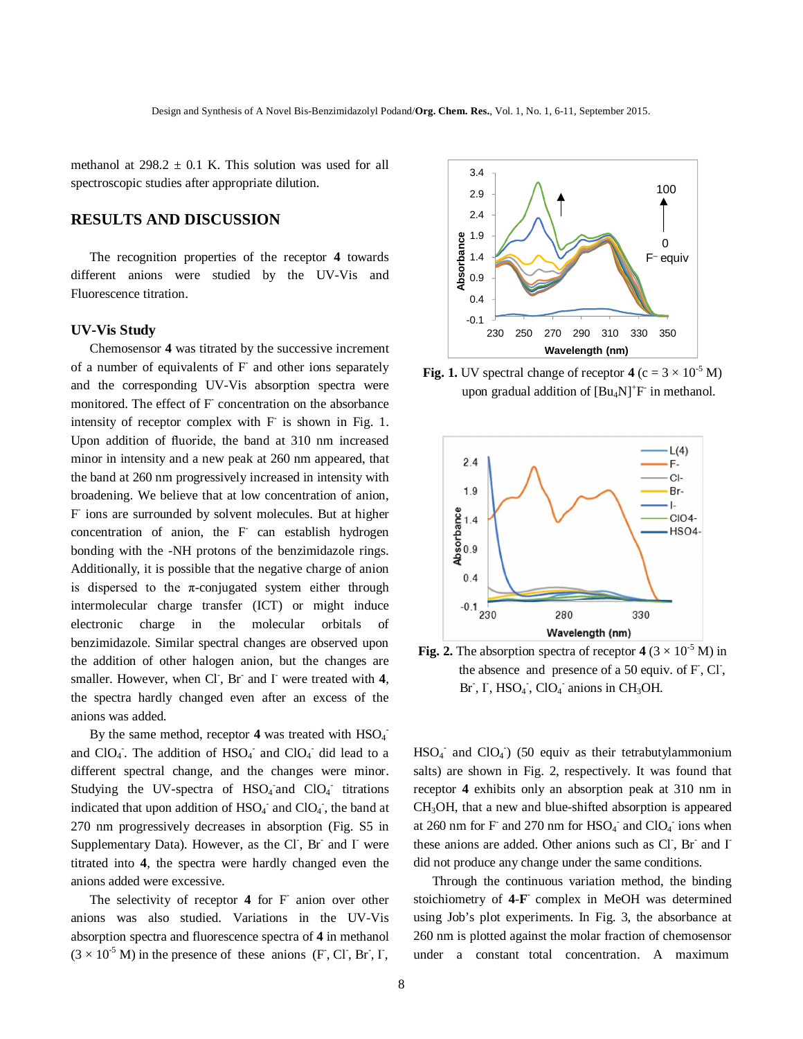methanol at 298.2 ± 0.1 K. This solution was used for all spectroscopic studies after appropriate dilution.

## RESULTS AND DISCUSSION

The recognition properties of the receptor **4** towards different anions were studied by the UV-Vis and Fluorescence titration.

### UV-Vis Study

Chemosensor **4** was titrated by the successive increment of a number of equivalents of $F^-$ and other ions separately and the corresponding UV-Vis absorption spectra were monitored. The effect of $F^-$ concentration on the absorbance intensity of receptor complex with $F^-$ is shown in Fig. 1. Upon addition of fluoride, the band at 310 nm increased minor in intensity and a new peak at 260 nm appeared, that the band at 260 nm progressively increased in intensity with broadening. We believe that at low concentration of anion, $F^-$ ions are surrounded by solvent molecules. But at higher concentration of anion, the $F^-$ can establish hydrogen bonding with the -NH protons of the benzimidazole rings. Additionally, it is possible that the negative charge of anion is dispersed to the π-conjugated system either through intermolecular charge transfer (ICT) or might induce electronic charge in the molecular orbitals of benzimidazole. Similar spectral changes are observed upon the addition of other halogen anion, but the changes are smaller. However, when $Cl^-$, $Br^-$ and $I^-$ were treated with **4**, the spectra hardly changed even after an excess of the anions was added.

By the same method, receptor **4** was treated with $HSO_4^-$ and $ClO_4^-$. The addition of $HSO_4^-$ and $ClO_4^-$ did lead to a different spectral change, and the changes were minor. Studying the UV-spectra of $HSO_4^-$and $ClO_4^-$ titrations indicated that upon addition of $HSO_4^-$ and $ClO_4^-$, the band at 270 nm progressively decreases in absorption (Fig. S5 in Supplementary Data). However, as the $Cl^-$, $Br^-$ and $I^-$ were titrated into **4**, the spectra were hardly changed even the anions added were excessive.

The selectivity of receptor **4** for $F^-$ anion over other anions was also studied. Variations in the UV-Vis absorption spectra and fluorescence spectra of **4** in methanol ($3 \times 10^{-5}$ M) in the presence of these anions ($F^-$, $Cl^-$, $Br^-$, $I^-$, $HSO_4^-$ and $ClO_4^-$) (50 equiv as their tetrabutylammonium salts) are shown in Fig. 2, respectively. It was found that receptor **4** exhibits only an absorption peak at 310 nm in $CH_3OH$, that a new and blue-shifted absorption is appeared at 260 nm for $F^-$ and 270 nm for $HSO_4^-$ and $ClO_4^-$ ions when these anions are added. Other anions such as $Cl^-$, $Br^-$ and $I^-$ did not produce any change under the same conditions.

Through the continuous variation method, the binding stoichiometry of **4-F**$^-$ complex in MeOH was determined using Job's plot experiments. In Fig. 3, the absorbance at 260 nm is plotted against the molar fraction of chemosensor under a constant total concentration. A maximum

**Fig. 1.** UV spectral change of receptor **4** (c = $3 \times 10^{-5}$ M) upon gradual addition of $[Bu_4N]^+F^-$ in methanol.

**Fig. 2.** The absorption spectra of receptor **4** ($3 \times 10^{-5}$ M) in the absence and presence of a 50 equiv. of $F^-$, $Cl^-$, $Br^-$, $I^-$, $HSO_4^-$, $ClO_4^-$ anions in $CH_3OH$.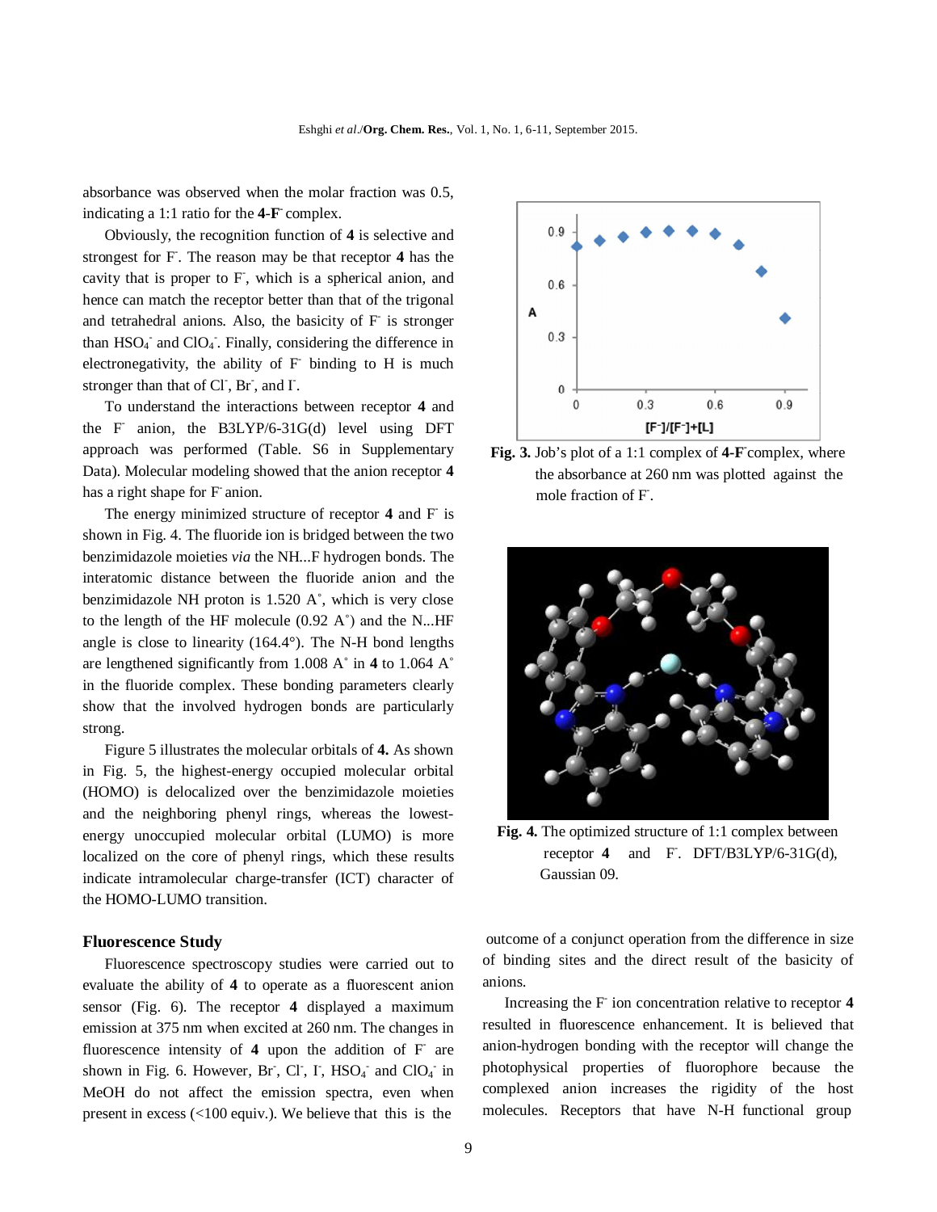absorbance was observed when the molar fraction was 0.5, indicating a 1:1 ratio for the **4-F**$^-$ complex.

Obviously, the recognition function of **4** is selective and strongest for F$^-$. The reason may be that receptor **4** has the cavity that is proper to F$^-$, which is a spherical anion, and hence can match the receptor better than that of the trigonal and tetrahedral anions. Also, the basicity of F$^-$ is stronger than $HSO_4^-$ and $ClO_4^-$. Finally, considering the difference in electronegativity, the ability of F$^-$ binding to H is much stronger than that of Cl$^-$, Br$^-$, and I$^-$.

To understand the interactions between receptor **4** and the F$^-$ anion, the B3LYP/6-31G(d) level using DFT approach was performed (Table. S6 in Supplementary Data). Molecular modeling showed that the anion receptor **4** has a right shape for F$^-$ anion.

The energy minimized structure of receptor **4** and F$^-$ is shown in Fig. 4. The fluoride ion is bridged between the two benzimidazole moieties *via* the NH...F hydrogen bonds. The interatomic distance between the fluoride anion and the benzimidazole NH proton is 1.520 A°, which is very close to the length of the HF molecule (0.92 A°) and the N...HF angle is close to linearity (164.4°). The N-H bond lengths are lengthened significantly from 1.008 A° in **4** to 1.064 A° in the fluoride complex. These bonding parameters clearly show that the involved hydrogen bonds are particularly strong.

Figure 5 illustrates the molecular orbitals of **4.** As shown in Fig. 5, the highest-energy occupied molecular orbital (HOMO) is delocalized over the benzimidazole moieties and the neighboring phenyl rings, whereas the lowest-energy unoccupied molecular orbital (LUMO) is more localized on the core of phenyl rings, which these results indicate intramolecular charge-transfer (ICT) character of the HOMO-LUMO transition.

**Fig. 3.** Job's plot of a 1:1 complex of **4-F**$^-$complex, where the absorbance at 260 nm was plotted against the mole fraction of F$^-$.

**Fig. 4.** The optimized structure of 1:1 complex between receptor **4** and F$^-$. DFT/B3LYP/6-31G(d), Gaussian 09.

## Fluorescence Study

Fluorescence spectroscopy studies were carried out to evaluate the ability of **4** to operate as a fluorescent anion sensor (Fig. 6). The receptor **4** displayed a maximum emission at 375 nm when excited at 260 nm. The changes in fluorescence intensity of **4** upon the addition of F$^-$ are shown in Fig. 6. However, Br$^-$, Cl$^-$, I$^-$, $HSO_4^-$ and $ClO_4^-$ in MeOH do not affect the emission spectra, even when present in excess (<100 equiv.). We believe that this is the outcome of a conjunct operation from the difference in size of binding sites and the direct result of the basicity of anions.

Increasing the F$^-$ ion concentration relative to receptor **4** resulted in fluorescence enhancement. It is believed that anion-hydrogen bonding with the receptor will change the photophysical properties of fluorophore because the complexed anion increases the rigidity of the host molecules. Receptors that have N-H functional group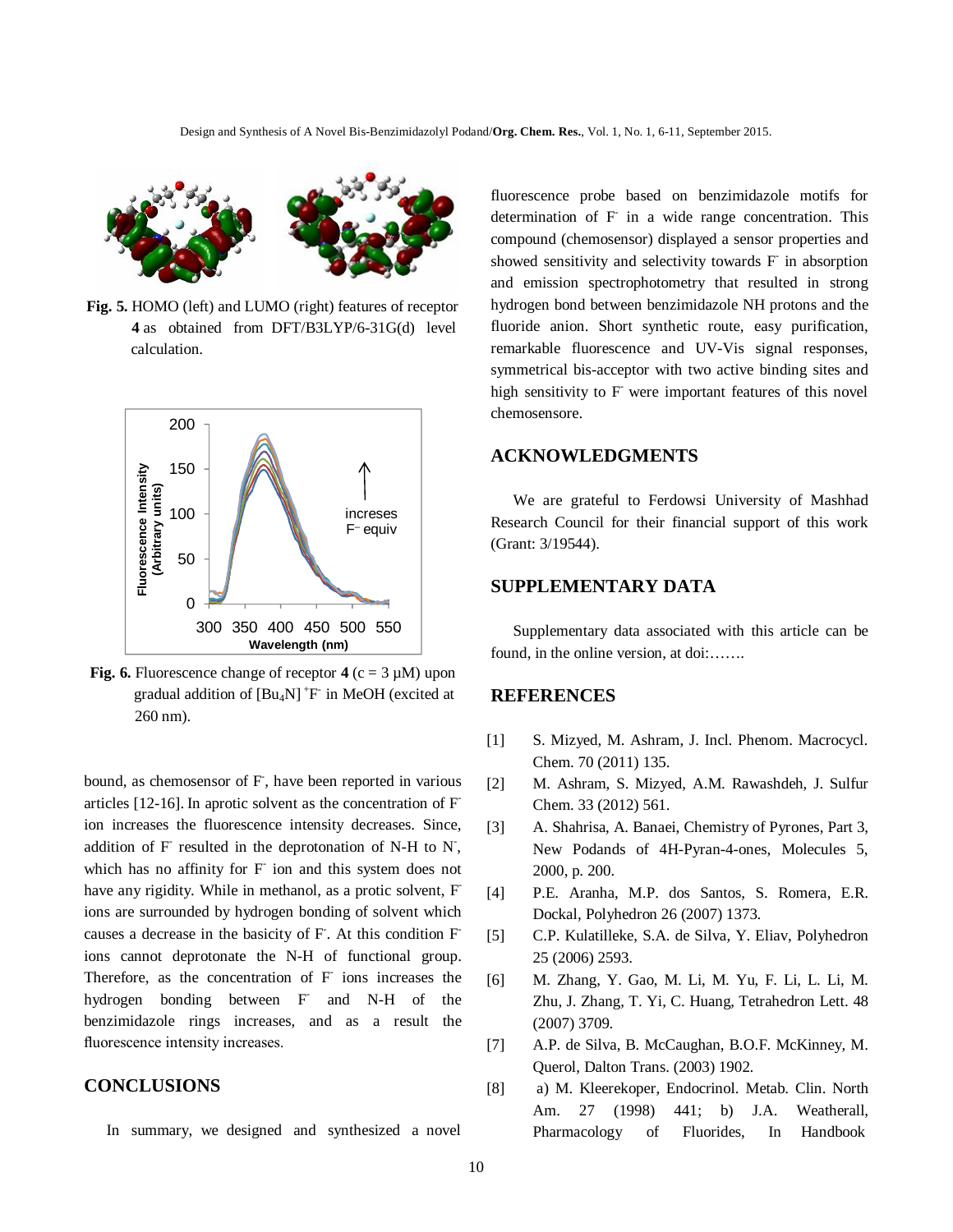Fig. 5. HOMO (left) and LUMO (right) features of receptor **4** as obtained from DFT/B3LYP/6-31G(d) level calculation.

Fig. 6. Fluorescence change of receptor **4** (c = 3 μM) upon gradual addition of $[Bu_4N]^+F^-$ in MeOH (excited at 260 nm).

bound, as chemosensor of $F^-$, have been reported in various articles [12-16]. In aprotic solvent as the concentration of $F^-$ ion increases the fluorescence intensity decreases. Since, addition of $F^-$ resulted in the deprotonation of N-H to $N^-$, which has no affinity for $F^-$ ion and this system does not have any rigidity. While in methanol, as a protic solvent, $F^-$ ions are surrounded by hydrogen bonding of solvent which causes a decrease in the basicity of $F^-$. At this condition $F^-$ ions cannot deprotonate the N-H of functional group. Therefore, as the concentration of $F^-$ ions increases the hydrogen bonding between $F^-$ and N-H of the benzimidazole rings increases, and as a result the fluorescence intensity increases.

## CONCLUSIONS

In summary, we designed and synthesized a novel fluorescence probe based on benzimidazole motifs for determination of $F^-$ in a wide range concentration. This compound (chemosensor) displayed a sensor properties and showed sensitivity and selectivity towards $F^-$ in absorption and emission spectrophotometry that resulted in strong hydrogen bond between benzimidazole NH protons and the fluoride anion. Short synthetic route, easy purification, remarkable fluorescence and UV-Vis signal responses, symmetrical bis-acceptor with two active binding sites and high sensitivity to $F^-$ were important features of this novel chemosensore.

## ACKNOWLEDGMENTS

We are grateful to Ferdowsi University of Mashhad Research Council for their financial support of this work (Grant: 3/19544).

## SUPPLEMENTARY DATA

Supplementary data associated with this article can be found, in the online version, at doi:…….

## REFERENCES

[1] S. Mizyed, M. Ashram, J. Incl. Phenom. Macrocycl. Chem. 70 (2011) 135.

[2] M. Ashram, S. Mizyed, A.M. Rawashdeh, J. Sulfur Chem. 33 (2012) 561.

[3] A. Shahrisa, A. Banaei, Chemistry of Pyrones, Part 3, New Podands of 4H-Pyran-4-ones, Molecules 5, 2000, p. 200.

[4] P.E. Aranha, M.P. dos Santos, S. Romera, E.R. Dockal, Polyhedron 26 (2007) 1373.

[5] C.P. Kulatilleke, S.A. de Silva, Y. Eliav, Polyhedron 25 (2006) 2593.

[6] M. Zhang, Y. Gao, M. Li, M. Yu, F. Li, L. Li, M. Zhu, J. Zhang, T. Yi, C. Huang, Tetrahedron Lett. 48 (2007) 3709.

[7] A.P. de Silva, B. McCaughan, B.O.F. McKinney, M. Querol, Dalton Trans. (2003) 1902.

[8] a) M. Kleerekoper, Endocrinol. Metab. Clin. North Am. 27 (1998) 441; b) J.A. Weatherall, Pharmacology of Fluorides, In Handbook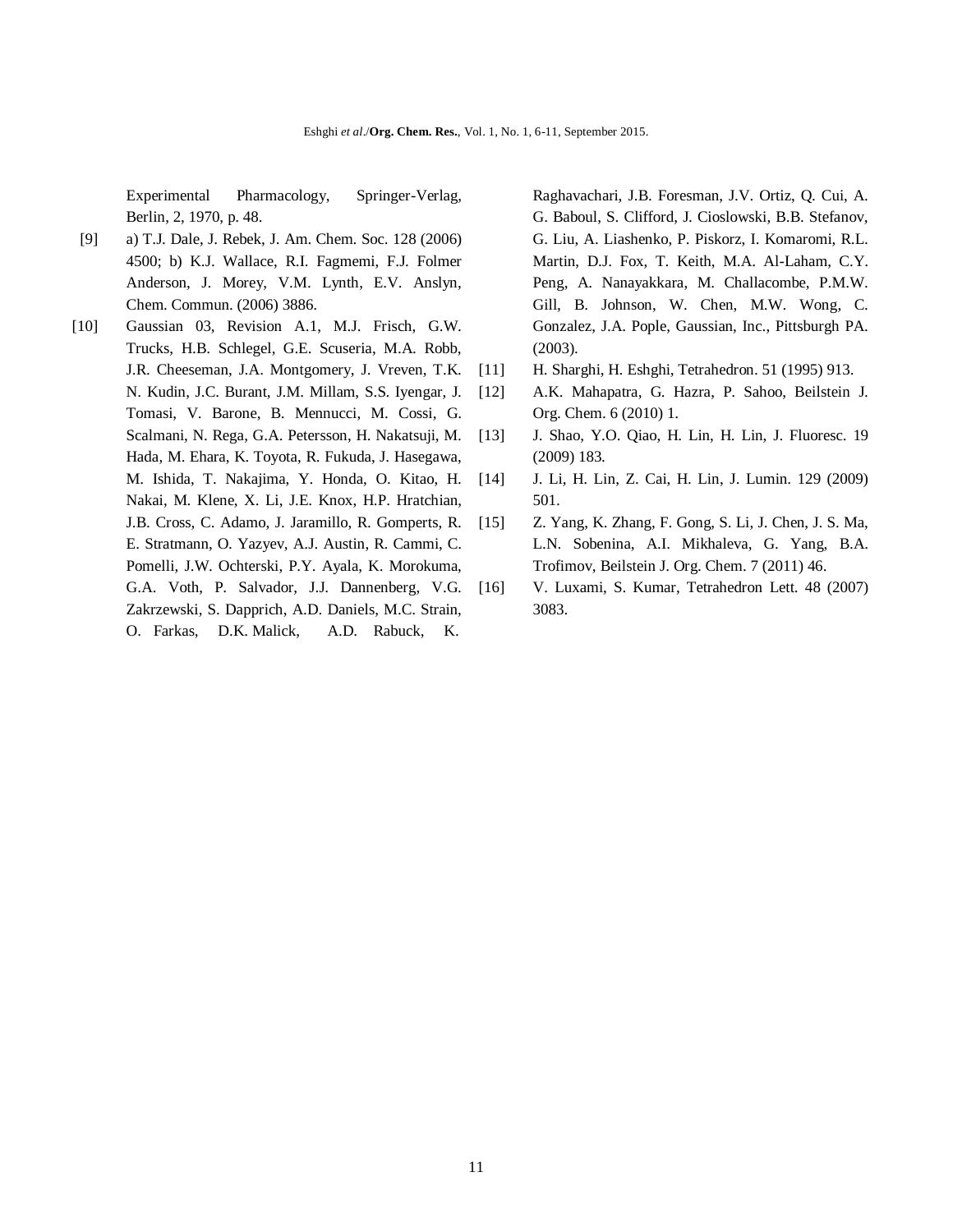Experimental Pharmacology, Springer-Verlag, Berlin, 2, 1970, p. 48.

[9] a) T.J. Dale, J. Rebek, J. Am. Chem. Soc. 128 (2006) 4500; b) K.J. Wallace, R.I. Fagmemi, F.J. Folmer Anderson, J. Morey, V.M. Lynth, E.V. Anslyn, Chem. Commun. (2006) 3886.

[10] Gaussian 03, Revision A.1, M.J. Frisch, G.W. Trucks, H.B. Schlegel, G.E. Scuseria, M.A. Robb, J.R. Cheeseman, J.A. Montgomery, J. Vreven, T.K. N. Kudin, J.C. Burant, J.M. Millam, S.S. Iyengar, J. Tomasi, V. Barone, B. Mennucci, M. Cossi, G. Scalmani, N. Rega, G.A. Petersson, H. Nakatsuji, M. Hada, M. Ehara, K. Toyota, R. Fukuda, J. Hasegawa, M. Ishida, T. Nakajima, Y. Honda, O. Kitao, H. Nakai, M. Klene, X. Li, J.E. Knox, H.P. Hratchian, J.B. Cross, C. Adamo, J. Jaramillo, R. Gomperts, R. E. Stratmann, O. Yazyev, A.J. Austin, R. Cammi, C. Pomelli, J.W. Ochterski, P.Y. Ayala, K. Morokuma, G.A. Voth, P. Salvador, J.J. Dannenberg, V.G. Zakrzewski, S. Dapprich, A.D. Daniels, M.C. Strain, O. Farkas, D.K. Malick, A.D. Rabuck, K. Raghavachari, J.B. Foresman, J.V. Ortiz, Q. Cui, A. G. Baboul, S. Clifford, J. Cioslowski, B.B. Stefanov, G. Liu, A. Liashenko, P. Piskorz, I. Komaromi, R.L. Martin, D.J. Fox, T. Keith, M.A. Al-Laham, C.Y. Peng, A. Nanayakkara, M. Challacombe, P.M.W. Gill, B. Johnson, W. Chen, M.W. Wong, C. Gonzalez, J.A. Pople, Gaussian, Inc., Pittsburgh PA. (2003).

[11] H. Sharghi, H. Eshghi, Tetrahedron. 51 (1995) 913.

[12] A.K. Mahapatra, G. Hazra, P. Sahoo, Beilstein J. Org. Chem. 6 (2010) 1.

[13] J. Shao, Y.O. Qiao, H. Lin, H. Lin, J. Fluoresc. 19 (2009) 183.

[14] J. Li, H. Lin, Z. Cai, H. Lin, J. Lumin. 129 (2009) 501.

[15] Z. Yang, K. Zhang, F. Gong, S. Li, J. Chen, J. S. Ma, L.N. Sobenina, A.I. Mikhaleva, G. Yang, B.A. Trofimov, Beilstein J. Org. Chem. 7 (2011) 46.

[16] V. Luxami, S. Kumar, Tetrahedron Lett. 48 (2007) 3083.